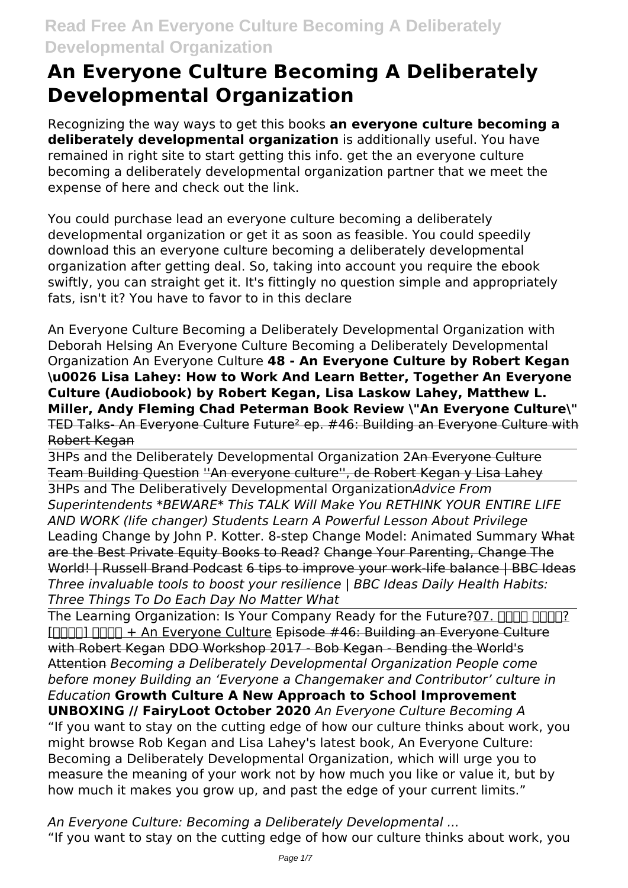# An Everyone Culture Becoming A Deliberately Developmental Organization

Recognizing the way ways to get this books **an everyone culture becoming a deliberately developmental organization** is additionally useful. You have remained in right site to start getting this info. get the an everyone culture becoming a deliberately developmental organization partner that we meet the expense of here and check out the link.

You could purchase lead an everyone culture becoming a deliberately developmental organization or get it as soon as feasible. You could speedily download this an everyone culture becoming a deliberately developmental organization after getting deal. So, taking into account you require the ebook swiftly, you can straight get it. It's fittingly no question simple and appropriately fats, isn't it? You have to favor to in this declare

An Everyone Culture Becoming a Deliberately Developmental Organization with Deborah Helsing An Everyone Culture Becoming a Deliberately Developmental Organization An Everyone Culture **48 - An Everyone Culture by Robert Kegan \u0026 Lisa Lahey: How to Work And Learn Better, Together An Everyone Culture (Audiobook) by Robert Kegan, Lisa Laskow Lahey, Matthew L. Miller, Andy Fleming Chad Peterman Book Review \"An Everyone Culture\"** ~~TED Talks- An Everyone Culture~~ ~~Future² ep. #46: Building an Everyone Culture with Robert Kegan~~

3HPs and the Deliberately Developmental Organization 2~~An Everyone Culture Team Building Question~~ ~~''An everyone culture'', de Robert Kegan y Lisa Lahey~~

3HPs and The Deliberatively Developmental Organization*Advice From Superintendents \*BEWARE\* This TALK Will Make You RETHINK YOUR ENTIRE LIFE AND WORK (life changer) Students Learn A Powerful Lesson About Privilege* Leading Change by John P. Kotter. 8-step Change Model: Animated Summary ~~What are the Best Private Equity Books to Read?~~ ~~Change Your Parenting, Change The World! | Russell Brand Podcast~~ ~~6 tips to improve your work-life balance | BBC Ideas~~ *Three invaluable tools to boost your resilience | BBC Ideas Daily Health Habits: Three Things To Do Each Day No Matter What*

The Learning Organization: Is Your Company Ready for the Future?07. ???? ????? [?????] ???? + An Everyone Culture ~~Episode #46: Building an Everyone Culture with Robert Kegan~~ ~~DDO Workshop 2017 - Bob Kegan - Bending the World's Attention~~ *Becoming a Deliberately Developmental Organization People come before money Building an 'Everyone a Changemaker and Contributor' culture in Education* **Growth Culture A New Approach to School Improvement UNBOXING // FairyLoot October 2020** *An Everyone Culture Becoming A*

"If you want to stay on the cutting edge of how our culture thinks about work, you might browse Rob Kegan and Lisa Lahey's latest book, An Everyone Culture: Becoming a Deliberately Developmental Organization, which will urge you to measure the meaning of your work not by how much you like or value it, but by how much it makes you grow up, and past the edge of your current limits."

*An Everyone Culture: Becoming a Deliberately Developmental ...*

"If you want to stay on the cutting edge of how our culture thinks about work, you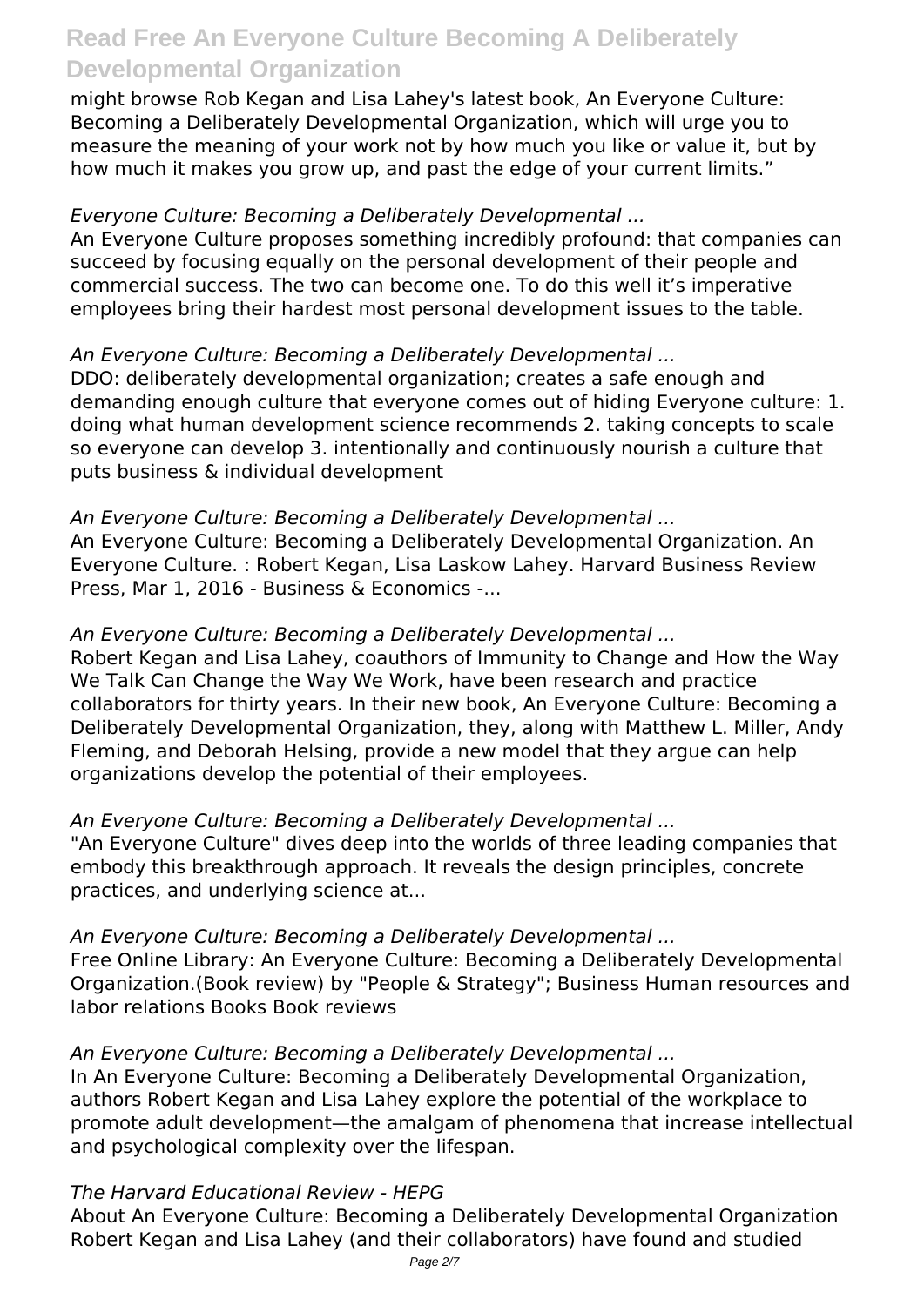might browse Rob Kegan and Lisa Lahey's latest book, An Everyone Culture: Becoming a Deliberately Developmental Organization, which will urge you to measure the meaning of your work not by how much you like or value it, but by how much it makes you grow up, and past the edge of your current limits."

*Everyone Culture: Becoming a Deliberately Developmental ...*

An Everyone Culture proposes something incredibly profound: that companies can succeed by focusing equally on the personal development of their people and commercial success. The two can become one. To do this well it's imperative employees bring their hardest most personal development issues to the table.

*An Everyone Culture: Becoming a Deliberately Developmental ...*

DDO: deliberately developmental organization; creates a safe enough and demanding enough culture that everyone comes out of hiding Everyone culture: 1. doing what human development science recommends 2. taking concepts to scale so everyone can develop 3. intentionally and continuously nourish a culture that puts business & individual development

*An Everyone Culture: Becoming a Deliberately Developmental ...*

An Everyone Culture: Becoming a Deliberately Developmental Organization. An Everyone Culture. : Robert Kegan, Lisa Laskow Lahey. Harvard Business Review Press, Mar 1, 2016 - Business & Economics -...

*An Everyone Culture: Becoming a Deliberately Developmental ...*

Robert Kegan and Lisa Lahey, coauthors of Immunity to Change and How the Way We Talk Can Change the Way We Work, have been research and practice collaborators for thirty years. In their new book, An Everyone Culture: Becoming a Deliberately Developmental Organization, they, along with Matthew L. Miller, Andy Fleming, and Deborah Helsing, provide a new model that they argue can help organizations develop the potential of their employees.

*An Everyone Culture: Becoming a Deliberately Developmental ...*

"An Everyone Culture" dives deep into the worlds of three leading companies that embody this breakthrough approach. It reveals the design principles, concrete practices, and underlying science at...

*An Everyone Culture: Becoming a Deliberately Developmental ...*

Free Online Library: An Everyone Culture: Becoming a Deliberately Developmental Organization.(Book review) by "People & Strategy"; Business Human resources and labor relations Books Book reviews

*An Everyone Culture: Becoming a Deliberately Developmental ...*

In An Everyone Culture: Becoming a Deliberately Developmental Organization, authors Robert Kegan and Lisa Lahey explore the potential of the workplace to promote adult development—the amalgam of phenomena that increase intellectual and psychological complexity over the lifespan.

*The Harvard Educational Review - HEPG*

About An Everyone Culture: Becoming a Deliberately Developmental Organization Robert Kegan and Lisa Lahey (and their collaborators) have found and studied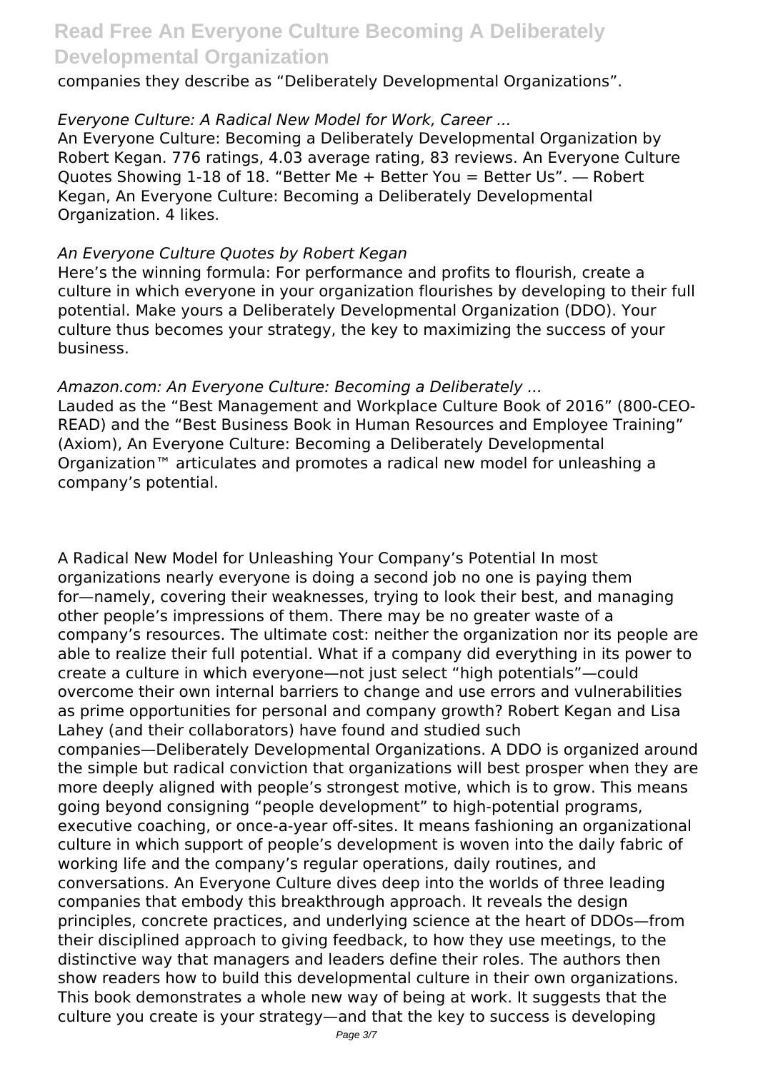companies they describe as “Deliberately Developmental Organizations”.

*Everyone Culture: A Radical New Model for Work, Career ...*
An Everyone Culture: Becoming a Deliberately Developmental Organization by Robert Kegan. 776 ratings, 4.03 average rating, 83 reviews. An Everyone Culture Quotes Showing 1-18 of 18. “Better Me + Better You = Better Us”. ― Robert Kegan, An Everyone Culture: Becoming a Deliberately Developmental Organization. 4 likes.

*An Everyone Culture Quotes by Robert Kegan*
Here’s the winning formula: For performance and profits to flourish, create a culture in which everyone in your organization flourishes by developing to their full potential. Make yours a Deliberately Developmental Organization (DDO). Your culture thus becomes your strategy, the key to maximizing the success of your business.

*Amazon.com: An Everyone Culture: Becoming a Deliberately ...*
Lauded as the “Best Management and Workplace Culture Book of 2016” (800-CEO-READ) and the “Best Business Book in Human Resources and Employee Training” (Axiom), An Everyone Culture: Becoming a Deliberately Developmental Organization™ articulates and promotes a radical new model for unleashing a company’s potential.

A Radical New Model for Unleashing Your Company’s Potential In most organizations nearly everyone is doing a second job no one is paying them for—namely, covering their weaknesses, trying to look their best, and managing other people’s impressions of them. There may be no greater waste of a company’s resources. The ultimate cost: neither the organization nor its people are able to realize their full potential. What if a company did everything in its power to create a culture in which everyone—not just select “high potentials”—could overcome their own internal barriers to change and use errors and vulnerabilities as prime opportunities for personal and company growth? Robert Kegan and Lisa Lahey (and their collaborators) have found and studied such companies—Deliberately Developmental Organizations. A DDO is organized around the simple but radical conviction that organizations will best prosper when they are more deeply aligned with people’s strongest motive, which is to grow. This means going beyond consigning “people development” to high-potential programs, executive coaching, or once-a-year off-sites. It means fashioning an organizational culture in which support of people’s development is woven into the daily fabric of working life and the company’s regular operations, daily routines, and conversations. An Everyone Culture dives deep into the worlds of three leading companies that embody this breakthrough approach. It reveals the design principles, concrete practices, and underlying science at the heart of DDOs—from their disciplined approach to giving feedback, to how they use meetings, to the distinctive way that managers and leaders define their roles. The authors then show readers how to build this developmental culture in their own organizations. This book demonstrates a whole new way of being at work. It suggests that the culture you create is your strategy—and that the key to success is developing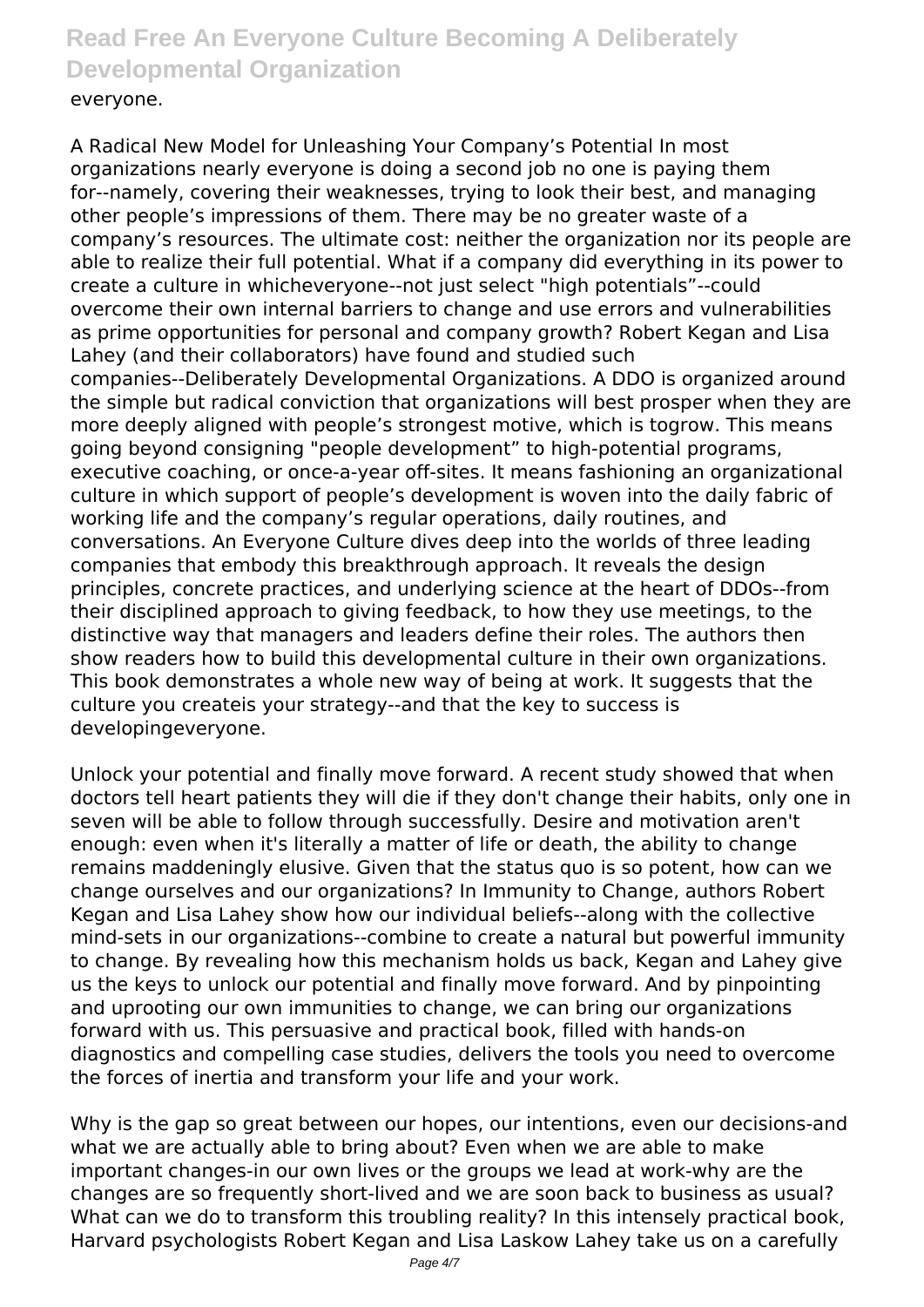everyone.

A Radical New Model for Unleashing Your Company's Potential In most organizations nearly everyone is doing a second job no one is paying them for--namely, covering their weaknesses, trying to look their best, and managing other people's impressions of them. There may be no greater waste of a company's resources. The ultimate cost: neither the organization nor its people are able to realize their full potential. What if a company did everything in its power to create a culture in whicheveryone--not just select "high potentials"--could overcome their own internal barriers to change and use errors and vulnerabilities as prime opportunities for personal and company growth? Robert Kegan and Lisa Lahey (and their collaborators) have found and studied such companies--Deliberately Developmental Organizations. A DDO is organized around the simple but radical conviction that organizations will best prosper when they are more deeply aligned with people's strongest motive, which is togrow. This means going beyond consigning "people development" to high-potential programs, executive coaching, or once-a-year off-sites. It means fashioning an organizational culture in which support of people's development is woven into the daily fabric of working life and the company's regular operations, daily routines, and conversations. An Everyone Culture dives deep into the worlds of three leading companies that embody this breakthrough approach. It reveals the design principles, concrete practices, and underlying science at the heart of DDOs--from their disciplined approach to giving feedback, to how they use meetings, to the distinctive way that managers and leaders define their roles. The authors then show readers how to build this developmental culture in their own organizations. This book demonstrates a whole new way of being at work. It suggests that the culture you createis your strategy--and that the key to success is developingeveryone.

Unlock your potential and finally move forward. A recent study showed that when doctors tell heart patients they will die if they don't change their habits, only one in seven will be able to follow through successfully. Desire and motivation aren't enough: even when it's literally a matter of life or death, the ability to change remains maddeningly elusive. Given that the status quo is so potent, how can we change ourselves and our organizations? In Immunity to Change, authors Robert Kegan and Lisa Lahey show how our individual beliefs--along with the collective mind-sets in our organizations--combine to create a natural but powerful immunity to change. By revealing how this mechanism holds us back, Kegan and Lahey give us the keys to unlock our potential and finally move forward. And by pinpointing and uprooting our own immunities to change, we can bring our organizations forward with us. This persuasive and practical book, filled with hands-on diagnostics and compelling case studies, delivers the tools you need to overcome the forces of inertia and transform your life and your work.

Why is the gap so great between our hopes, our intentions, even our decisions-and what we are actually able to bring about? Even when we are able to make important changes-in our own lives or the groups we lead at work-why are the changes are so frequently short-lived and we are soon back to business as usual? What can we do to transform this troubling reality? In this intensely practical book, Harvard psychologists Robert Kegan and Lisa Laskow Lahey take us on a carefully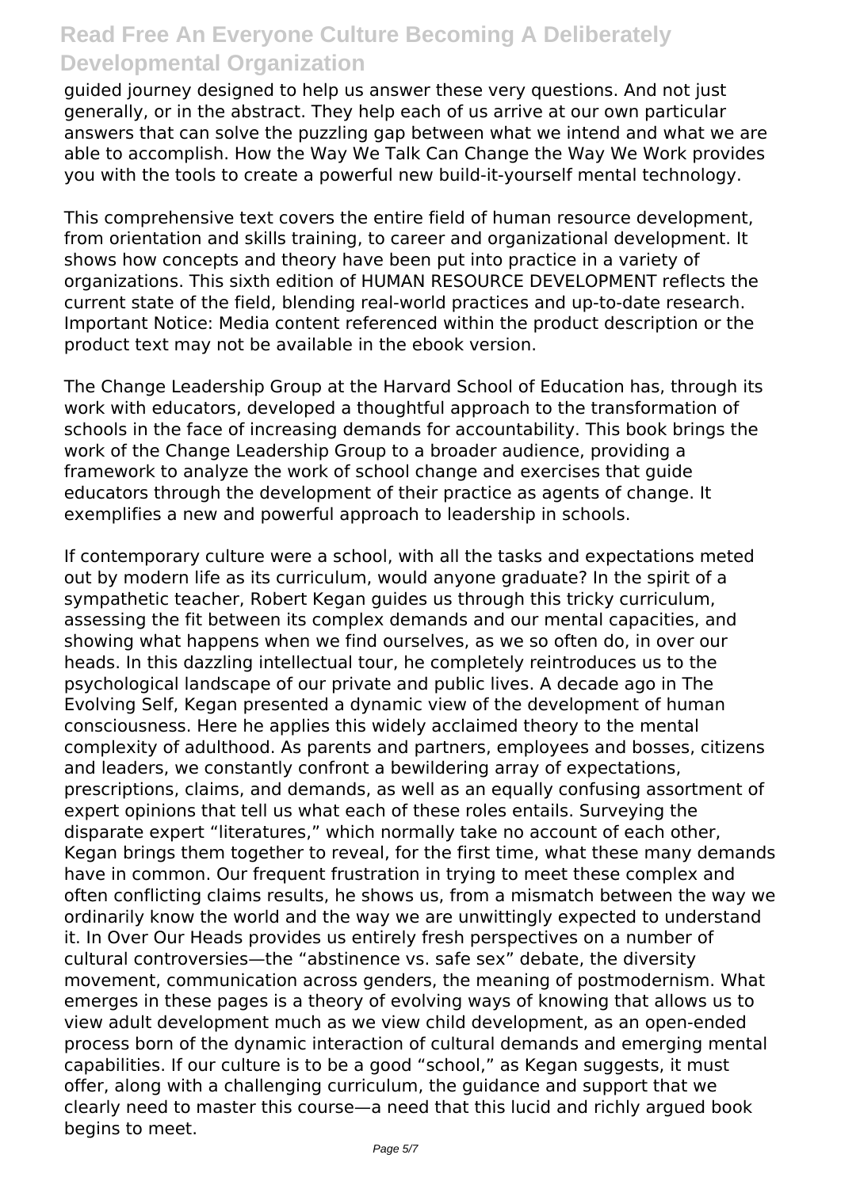guided journey designed to help us answer these very questions. And not just generally, or in the abstract. They help each of us arrive at our own particular answers that can solve the puzzling gap between what we intend and what we are able to accomplish. How the Way We Talk Can Change the Way We Work provides you with the tools to create a powerful new build-it-yourself mental technology.

This comprehensive text covers the entire field of human resource development, from orientation and skills training, to career and organizational development. It shows how concepts and theory have been put into practice in a variety of organizations. This sixth edition of HUMAN RESOURCE DEVELOPMENT reflects the current state of the field, blending real-world practices and up-to-date research. Important Notice: Media content referenced within the product description or the product text may not be available in the ebook version.

The Change Leadership Group at the Harvard School of Education has, through its work with educators, developed a thoughtful approach to the transformation of schools in the face of increasing demands for accountability. This book brings the work of the Change Leadership Group to a broader audience, providing a framework to analyze the work of school change and exercises that guide educators through the development of their practice as agents of change. It exemplifies a new and powerful approach to leadership in schools.

If contemporary culture were a school, with all the tasks and expectations meted out by modern life as its curriculum, would anyone graduate? In the spirit of a sympathetic teacher, Robert Kegan guides us through this tricky curriculum, assessing the fit between its complex demands and our mental capacities, and showing what happens when we find ourselves, as we so often do, in over our heads. In this dazzling intellectual tour, he completely reintroduces us to the psychological landscape of our private and public lives. A decade ago in The Evolving Self, Kegan presented a dynamic view of the development of human consciousness. Here he applies this widely acclaimed theory to the mental complexity of adulthood. As parents and partners, employees and bosses, citizens and leaders, we constantly confront a bewildering array of expectations, prescriptions, claims, and demands, as well as an equally confusing assortment of expert opinions that tell us what each of these roles entails. Surveying the disparate expert "literatures," which normally take no account of each other, Kegan brings them together to reveal, for the first time, what these many demands have in common. Our frequent frustration in trying to meet these complex and often conflicting claims results, he shows us, from a mismatch between the way we ordinarily know the world and the way we are unwittingly expected to understand it. In Over Our Heads provides us entirely fresh perspectives on a number of cultural controversies—the "abstinence vs. safe sex" debate, the diversity movement, communication across genders, the meaning of postmodernism. What emerges in these pages is a theory of evolving ways of knowing that allows us to view adult development much as we view child development, as an open-ended process born of the dynamic interaction of cultural demands and emerging mental capabilities. If our culture is to be a good "school," as Kegan suggests, it must offer, along with a challenging curriculum, the guidance and support that we clearly need to master this course—a need that this lucid and richly argued book begins to meet.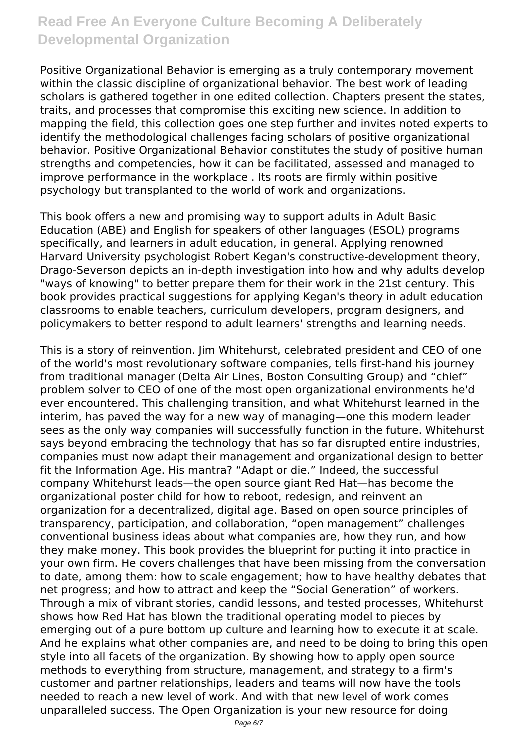Positive Organizational Behavior is emerging as a truly contemporary movement within the classic discipline of organizational behavior. The best work of leading scholars is gathered together in one edited collection. Chapters present the states, traits, and processes that compromise this exciting new science. In addition to mapping the field, this collection goes one step further and invites noted experts to identify the methodological challenges facing scholars of positive organizational behavior. Positive Organizational Behavior constitutes the study of positive human strengths and competencies, how it can be facilitated, assessed and managed to improve performance in the workplace . Its roots are firmly within positive psychology but transplanted to the world of work and organizations.

This book offers a new and promising way to support adults in Adult Basic Education (ABE) and English for speakers of other languages (ESOL) programs specifically, and learners in adult education, in general. Applying renowned Harvard University psychologist Robert Kegan's constructive-development theory, Drago-Severson depicts an in-depth investigation into how and why adults develop "ways of knowing" to better prepare them for their work in the 21st century. This book provides practical suggestions for applying Kegan's theory in adult education classrooms to enable teachers, curriculum developers, program designers, and policymakers to better respond to adult learners' strengths and learning needs.

This is a story of reinvention. Jim Whitehurst, celebrated president and CEO of one of the world's most revolutionary software companies, tells first-hand his journey from traditional manager (Delta Air Lines, Boston Consulting Group) and "chief" problem solver to CEO of one of the most open organizational environments he'd ever encountered. This challenging transition, and what Whitehurst learned in the interim, has paved the way for a new way of managing—one this modern leader sees as the only way companies will successfully function in the future. Whitehurst says beyond embracing the technology that has so far disrupted entire industries, companies must now adapt their management and organizational design to better fit the Information Age. His mantra? "Adapt or die." Indeed, the successful company Whitehurst leads—the open source giant Red Hat—has become the organizational poster child for how to reboot, redesign, and reinvent an organization for a decentralized, digital age. Based on open source principles of transparency, participation, and collaboration, "open management" challenges conventional business ideas about what companies are, how they run, and how they make money. This book provides the blueprint for putting it into practice in your own firm. He covers challenges that have been missing from the conversation to date, among them: how to scale engagement; how to have healthy debates that net progress; and how to attract and keep the "Social Generation" of workers. Through a mix of vibrant stories, candid lessons, and tested processes, Whitehurst shows how Red Hat has blown the traditional operating model to pieces by emerging out of a pure bottom up culture and learning how to execute it at scale. And he explains what other companies are, and need to be doing to bring this open style into all facets of the organization. By showing how to apply open source methods to everything from structure, management, and strategy to a firm's customer and partner relationships, leaders and teams will now have the tools needed to reach a new level of work. And with that new level of work comes unparalleled success. The Open Organization is your new resource for doing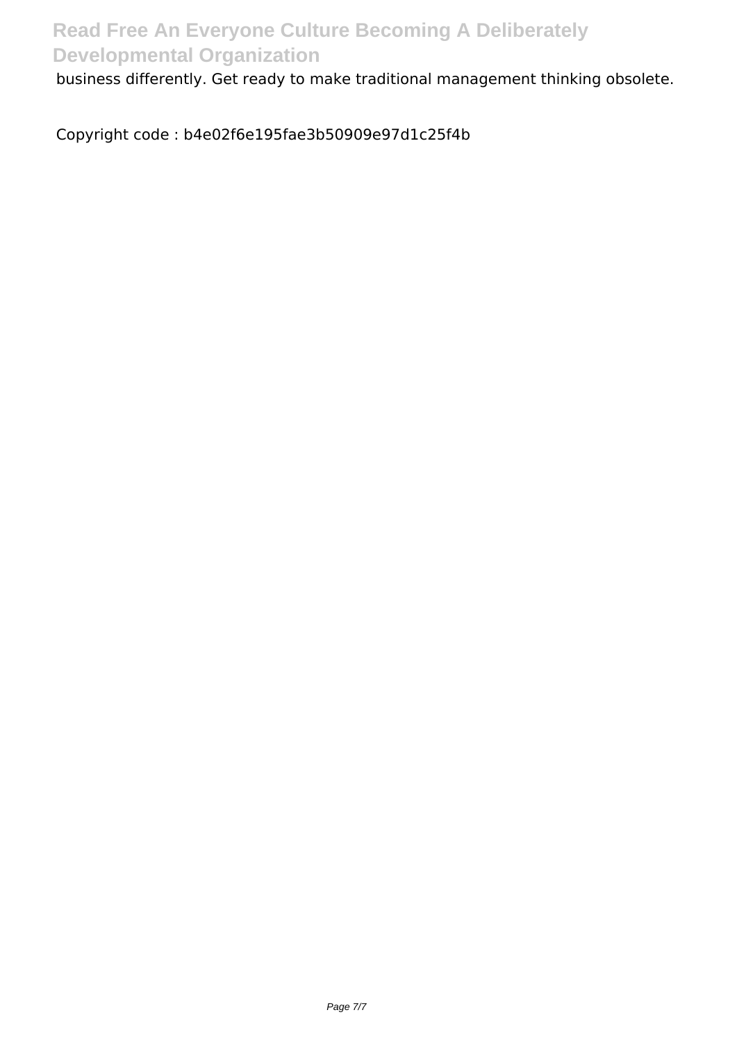business differently. Get ready to make traditional management thinking obsolete.

Copyright code : b4e02f6e195fae3b50909e97d1c25f4b